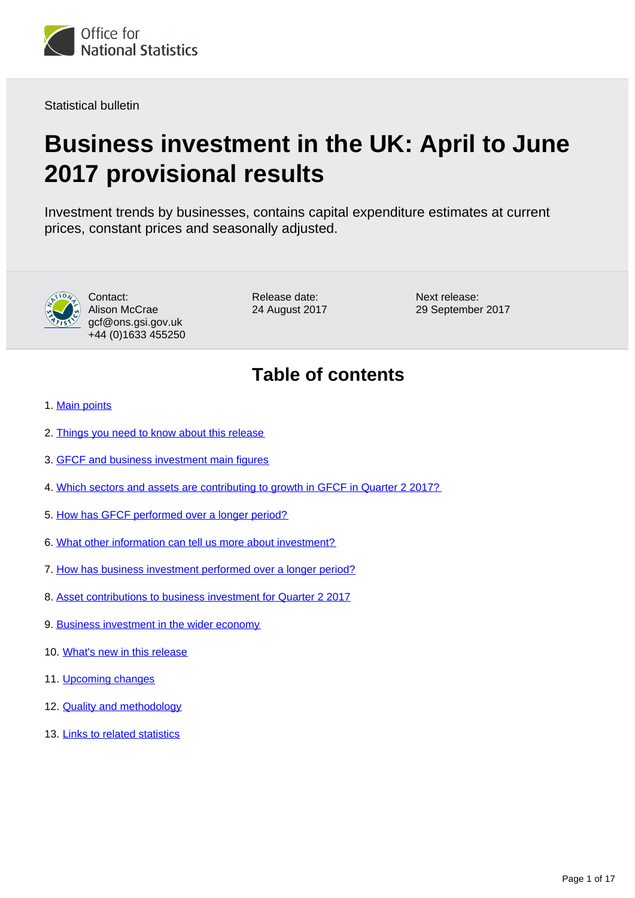Office for National Statistics

Statistical bulletin

# Business investment in the UK: April to June 2017 provisional results

Investment trends by businesses, contains capital expenditure estimates at current prices, constant prices and seasonally adjusted.

Contact:
Alison McCrae
gcf@ons.gsi.gov.uk
+44 (0)1633 455250

Release date:
24 August 2017

Next release:
29 September 2017

## Table of contents

1. Main points
2. Things you need to know about this release
3. GFCF and business investment main figures
4. Which sectors and assets are contributing to growth in GFCF in Quarter 2 2017?
5. How has GFCF performed over a longer period?
6. What other information can tell us more about investment?
7. How has business investment performed over a longer period?
8. Asset contributions to business investment for Quarter 2 2017
9. Business investment in the wider economy
10. What's new in this release
11. Upcoming changes
12. Quality and methodology
13. Links to related statistics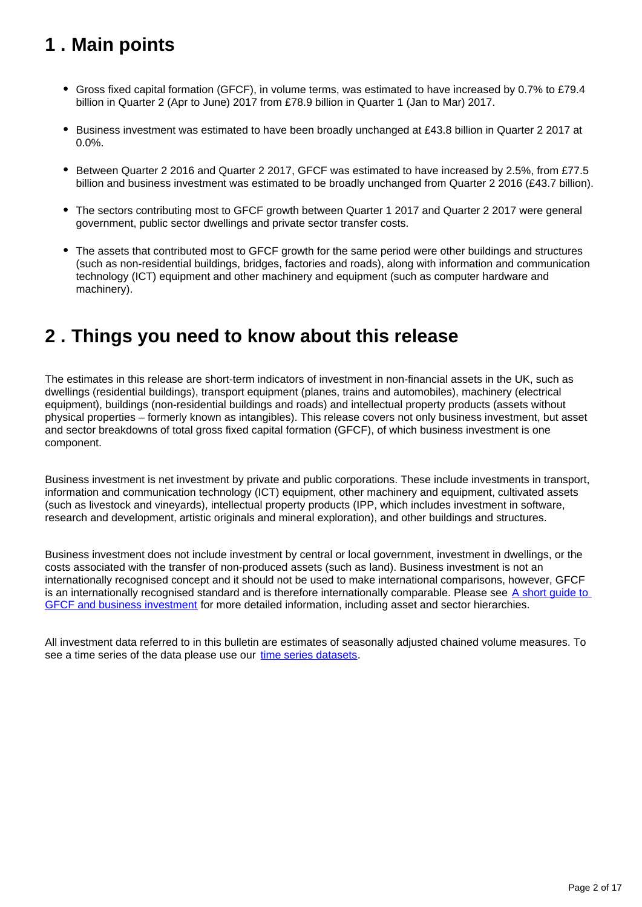## 1 . Main points

- Gross fixed capital formation (GFCF), in volume terms, was estimated to have increased by 0.7% to £79.4 billion in Quarter 2 (Apr to June) 2017 from £78.9 billion in Quarter 1 (Jan to Mar) 2017.

- Business investment was estimated to have been broadly unchanged at £43.8 billion in Quarter 2 2017 at 0.0%.

- Between Quarter 2 2016 and Quarter 2 2017, GFCF was estimated to have increased by 2.5%, from £77.5 billion and business investment was estimated to be broadly unchanged from Quarter 2 2016 (£43.7 billion).

- The sectors contributing most to GFCF growth between Quarter 1 2017 and Quarter 2 2017 were general government, public sector dwellings and private sector transfer costs.

- The assets that contributed most to GFCF growth for the same period were other buildings and structures (such as non-residential buildings, bridges, factories and roads), along with information and communication technology (ICT) equipment and other machinery and equipment (such as computer hardware and machinery).

## 2 . Things you need to know about this release

The estimates in this release are short-term indicators of investment in non-financial assets in the UK, such as dwellings (residential buildings), transport equipment (planes, trains and automobiles), machinery (electrical equipment), buildings (non-residential buildings and roads) and intellectual property products (assets without physical properties – formerly known as intangibles). This release covers not only business investment, but asset and sector breakdowns of total gross fixed capital formation (GFCF), of which business investment is one component.

Business investment is net investment by private and public corporations. These include investments in transport, information and communication technology (ICT) equipment, other machinery and equipment, cultivated assets (such as livestock and vineyards), intellectual property products (IPP, which includes investment in software, research and development, artistic originals and mineral exploration), and other buildings and structures.

Business investment does not include investment by central or local government, investment in dwellings, or the costs associated with the transfer of non-produced assets (such as land). Business investment is not an internationally recognised concept and it should not be used to make international comparisons, however, GFCF is an internationally recognised standard and is therefore internationally comparable. Please see A short guide to GFCF and business investment for more detailed information, including asset and sector hierarchies.

All investment data referred to in this bulletin are estimates of seasonally adjusted chained volume measures. To see a time series of the data please use our time series datasets.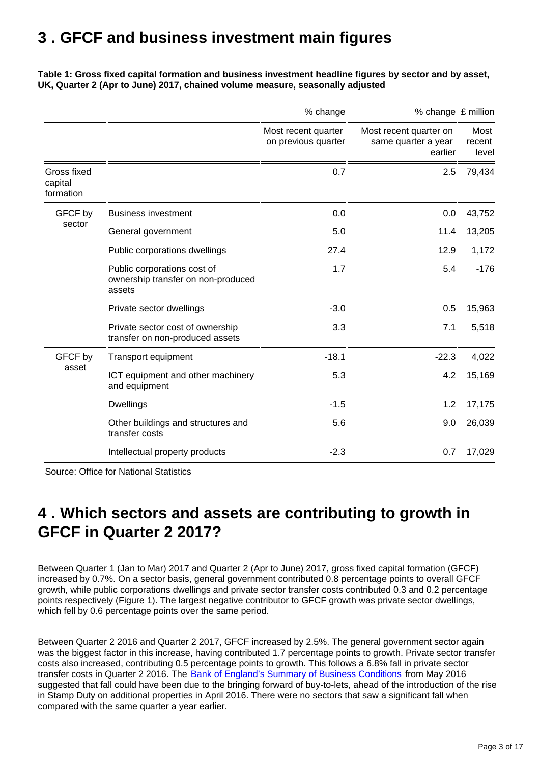## 3 . GFCF and business investment main figures

**Table 1: Gross fixed capital formation and business investment headline figures by sector and by asset, UK, Quarter 2 (Apr to June) 2017, chained volume measure, seasonally adjusted**

| | | % change | % change | £ million |
|---|---|---|---|---|
| | | Most recent quarter on previous quarter | Most recent quarter on same quarter a year earlier | Most recent level |
| Gross fixed capital formation | | 0.7 | 2.5 | 79,434 |
| GFCF by sector | Business investment | 0.0 | 0.0 | 43,752 |
| | General government | 5.0 | 11.4 | 13,205 |
| | Public corporations dwellings | 27.4 | 12.9 | 1,172 |
| | Public corporations cost of ownership transfer on non-produced assets | 1.7 | 5.4 | -176 |
| | Private sector dwellings | -3.0 | 0.5 | 15,963 |
| | Private sector cost of ownership transfer on non-produced assets | 3.3 | 7.1 | 5,518 |
| GFCF by asset | Transport equipment | -18.1 | -22.3 | 4,022 |
| | ICT equipment and other machinery and equipment | 5.3 | 4.2 | 15,169 |
| | Dwellings | -1.5 | 1.2 | 17,175 |
| | Other buildings and structures and transfer costs | 5.6 | 9.0 | 26,039 |
| | Intellectual property products | -2.3 | 0.7 | 17,029 |

Source: Office for National Statistics

## 4 . Which sectors and assets are contributing to growth in GFCF in Quarter 2 2017?

Between Quarter 1 (Jan to Mar) 2017 and Quarter 2 (Apr to June) 2017, gross fixed capital formation (GFCF) increased by 0.7%. On a sector basis, general government contributed 0.8 percentage points to overall GFCF growth, while public corporations dwellings and private sector transfer costs contributed 0.3 and 0.2 percentage points respectively (Figure 1). The largest negative contributor to GFCF growth was private sector dwellings, which fell by 0.6 percentage points over the same period.

Between Quarter 2 2016 and Quarter 2 2017, GFCF increased by 2.5%. The general government sector again was the biggest factor in this increase, having contributed 1.7 percentage points to growth. Private sector transfer costs also increased, contributing 0.5 percentage points to growth. This follows a 6.8% fall in private sector transfer costs in Quarter 2 2016. The Bank of England's Summary of Business Conditions from May 2016 suggested that fall could have been due to the bringing forward of buy-to-lets, ahead of the introduction of the rise in Stamp Duty on additional properties in April 2016. There were no sectors that saw a significant fall when compared with the same quarter a year earlier.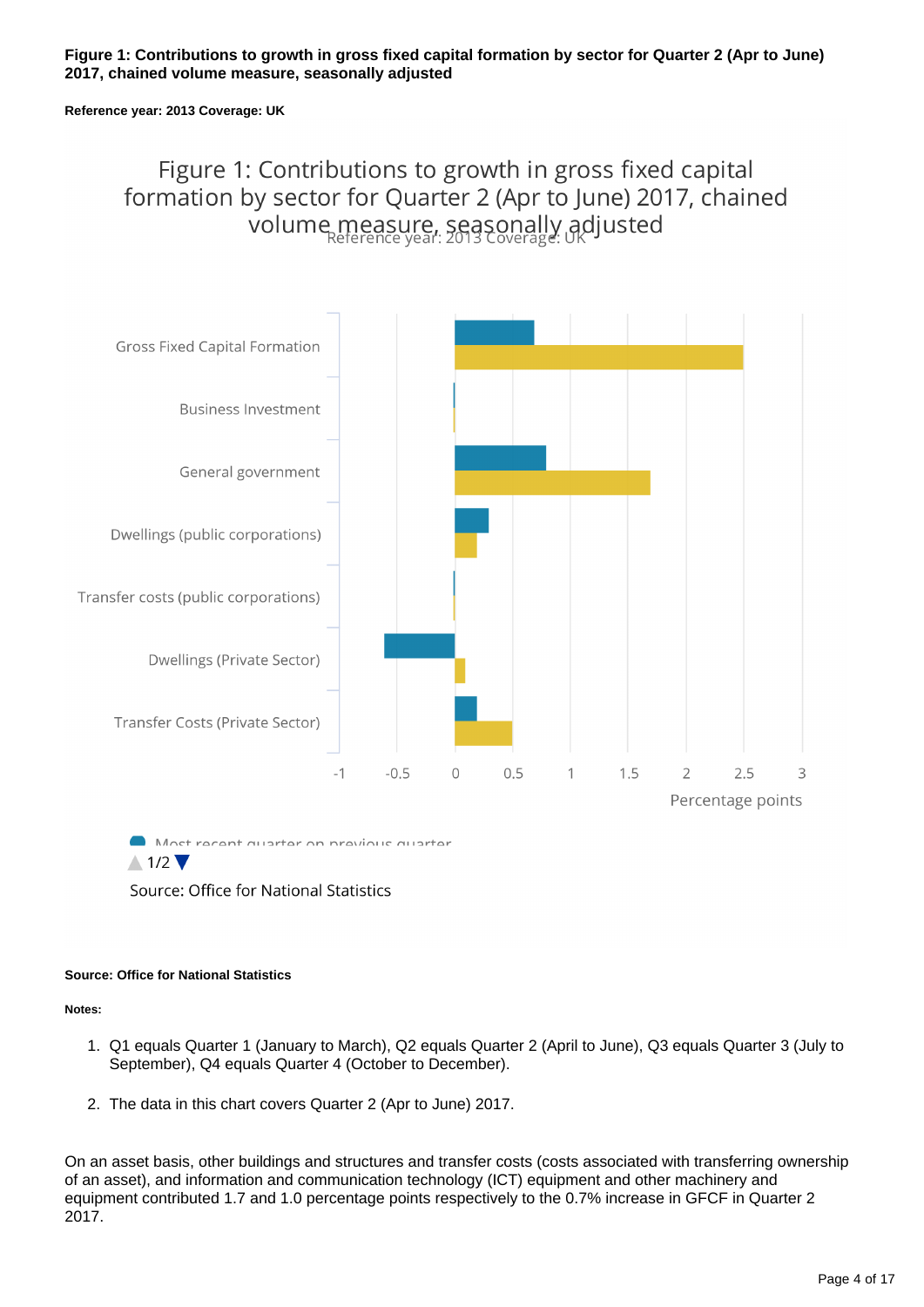**Figure 1: Contributions to growth in gross fixed capital formation by sector for Quarter 2 (Apr to June) 2017, chained volume measure, seasonally adjusted**

**Reference year: 2013 Coverage: UK**

Figure 1: Contributions to growth in gross fixed capital formation by sector for Quarter 2 (Apr to June) 2017, chained volume measure, seasonally adjusted

Reference year: 2013 Coverage: UK

Gross Fixed Capital Formation

Business Investment

General government

Dwellings (public corporations)

Transfer costs (public corporations)

Dwellings (Private Sector)

Transfer Costs (Private Sector)

-1 -0.5 0 0.5 1 1.5 2 2.5 3

Percentage points

Most recent quarter on previous quarter

1/2

Source: Office for National Statistics

**Source: Office for National Statistics**

**Notes:**

1. Q1 equals Quarter 1 (January to March), Q2 equals Quarter 2 (April to June), Q3 equals Quarter 3 (July to September), Q4 equals Quarter 4 (October to December).

2. The data in this chart covers Quarter 2 (Apr to June) 2017.

On an asset basis, other buildings and structures and transfer costs (costs associated with transferring ownership of an asset), and information and communication technology (ICT) equipment and other machinery and equipment contributed 1.7 and 1.0 percentage points respectively to the 0.7% increase in GFCF in Quarter 2 2017.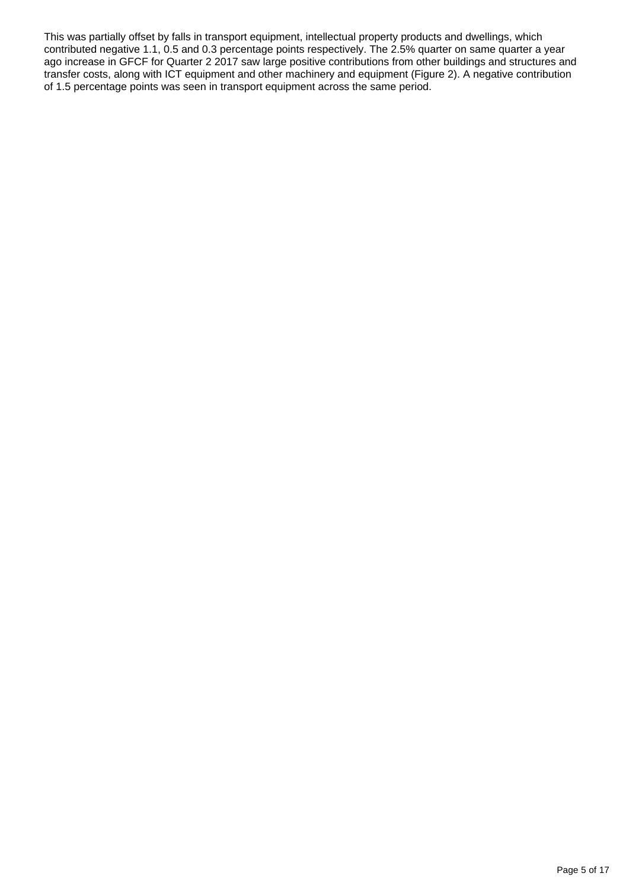This was partially offset by falls in transport equipment, intellectual property products and dwellings, which contributed negative 1.1, 0.5 and 0.3 percentage points respectively. The 2.5% quarter on same quarter a year ago increase in GFCF for Quarter 2 2017 saw large positive contributions from other buildings and structures and transfer costs, along with ICT equipment and other machinery and equipment (Figure 2). A negative contribution of 1.5 percentage points was seen in transport equipment across the same period.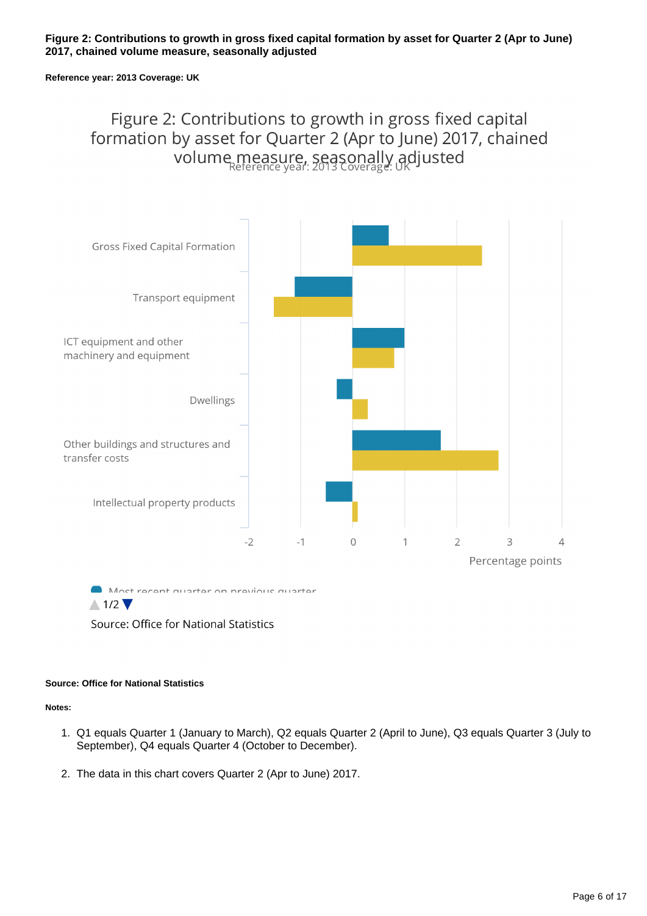**Figure 2: Contributions to growth in gross fixed capital formation by asset for Quarter 2 (Apr to June) 2017, chained volume measure, seasonally adjusted**

**Reference year: 2013 Coverage: UK**

Figure 2: Contributions to growth in gross fixed capital formation by asset for Quarter 2 (Apr to June) 2017, chained volume measure, seasonally adjusted
Reference year: 2013 Coverage: UK

| | Most recent quarter on previous quarter | (second series) |
|---|---|---|
| Gross Fixed Capital Formation | 0.7 | 2.5 |
| Transport equipment | -1.1 | -1.5 |
| ICT equipment and other machinery and equipment | 1.0 | 0.8 |
| Dwellings | -0.3 | 0.3 |
| Other buildings and structures and transfer costs | 1.7 | 2.8 |
| Intellectual property products | -0.5 | 0.1 |

Percentage points

Most recent quarter on previous quarter

1/2

Source: Office for National Statistics

**Source: Office for National Statistics**

**Notes:**

1. Q1 equals Quarter 1 (January to March), Q2 equals Quarter 2 (April to June), Q3 equals Quarter 3 (July to September), Q4 equals Quarter 4 (October to December).
2. The data in this chart covers Quarter 2 (Apr to June) 2017.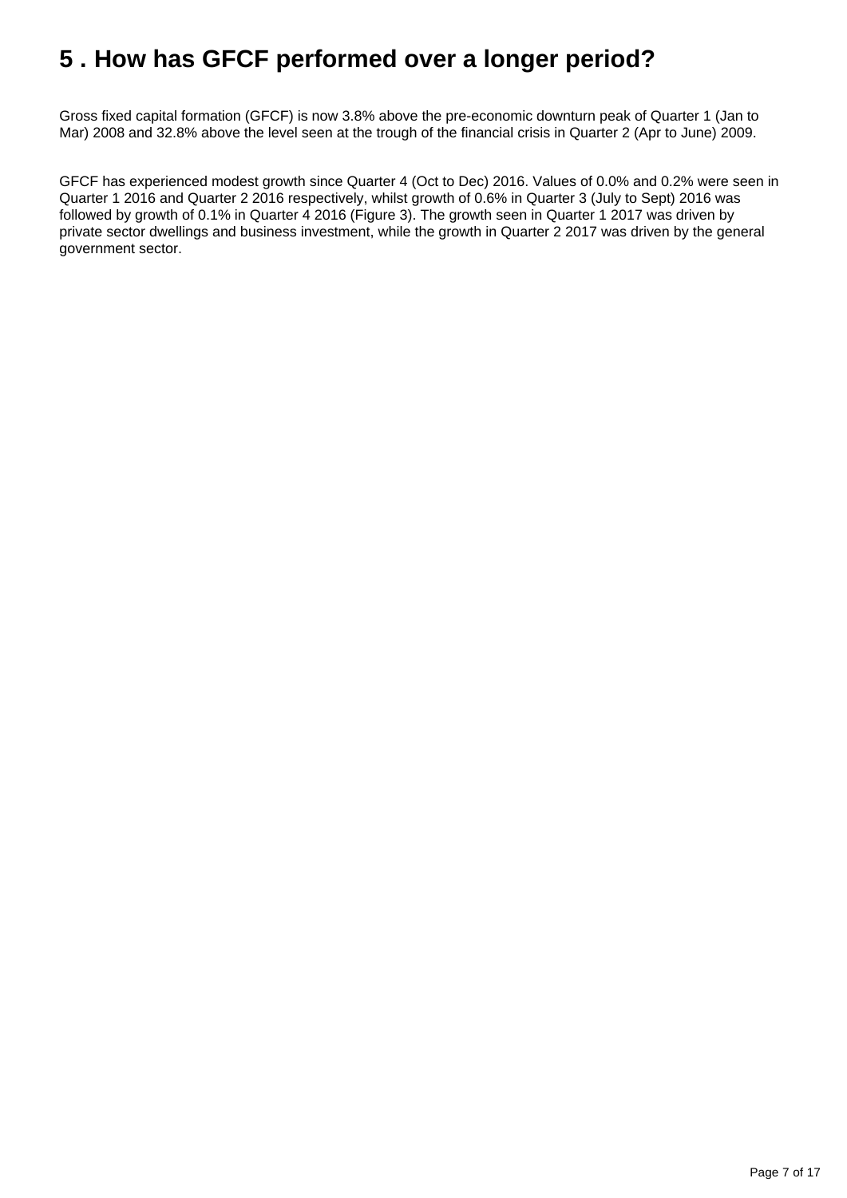# 5 . How has GFCF performed over a longer period?

Gross fixed capital formation (GFCF) is now 3.8% above the pre-economic downturn peak of Quarter 1 (Jan to Mar) 2008 and 32.8% above the level seen at the trough of the financial crisis in Quarter 2 (Apr to June) 2009.

GFCF has experienced modest growth since Quarter 4 (Oct to Dec) 2016. Values of 0.0% and 0.2% were seen in Quarter 1 2016 and Quarter 2 2016 respectively, whilst growth of 0.6% in Quarter 3 (July to Sept) 2016 was followed by growth of 0.1% in Quarter 4 2016 (Figure 3). The growth seen in Quarter 1 2017 was driven by private sector dwellings and business investment, while the growth in Quarter 2 2017 was driven by the general government sector.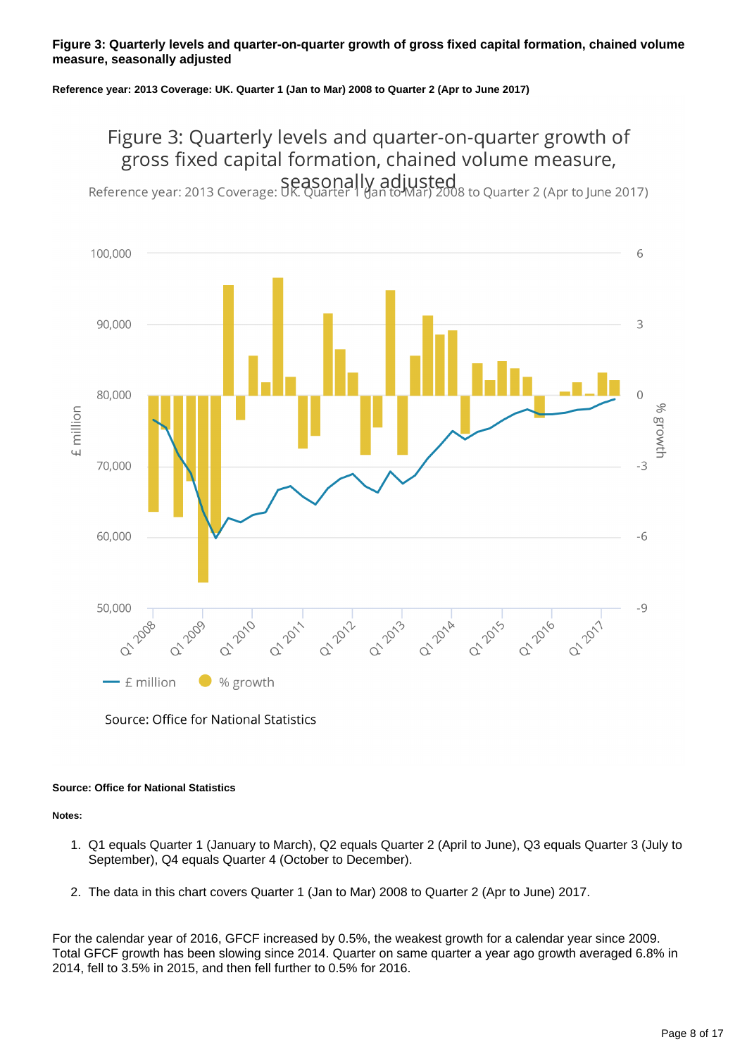**Figure 3: Quarterly levels and quarter-on-quarter growth of gross fixed capital formation, chained volume measure, seasonally adjusted**

**Reference year: 2013 Coverage: UK. Quarter 1 (Jan to Mar) 2008 to Quarter 2 (Apr to June 2017)**

**Source: Office for National Statistics**

**Notes:**

1. Q1 equals Quarter 1 (January to March), Q2 equals Quarter 2 (April to June), Q3 equals Quarter 3 (July to September), Q4 equals Quarter 4 (October to December).

2. The data in this chart covers Quarter 1 (Jan to Mar) 2008 to Quarter 2 (Apr to June) 2017.

For the calendar year of 2016, GFCF increased by 0.5%, the weakest growth for a calendar year since 2009. Total GFCF growth has been slowing since 2014. Quarter on same quarter a year ago growth averaged 6.8% in 2014, fell to 3.5% in 2015, and then fell further to 0.5% for 2016.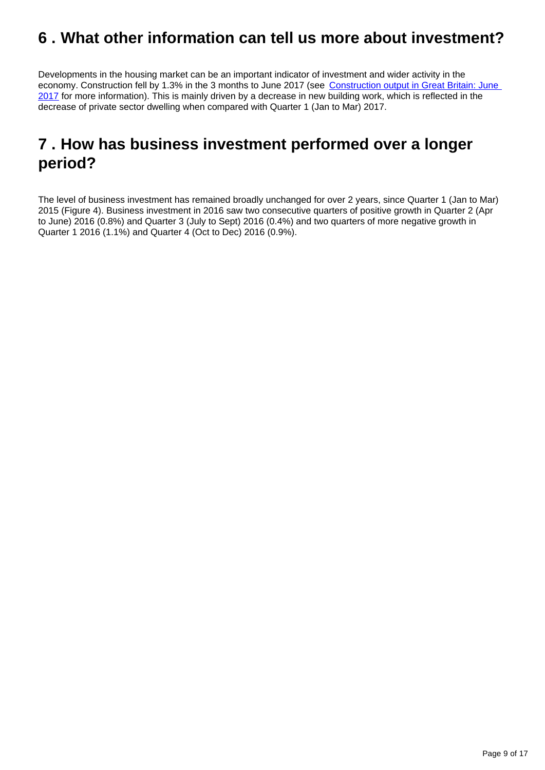## 6 . What other information can tell us more about investment?

Developments in the housing market can be an important indicator of investment and wider activity in the economy. Construction fell by 1.3% in the 3 months to June 2017 (see [Construction output in Great Britain: June 2017]() for more information). This is mainly driven by a decrease in new building work, which is reflected in the decrease of private sector dwelling when compared with Quarter 1 (Jan to Mar) 2017.

## 7 . How has business investment performed over a longer period?

The level of business investment has remained broadly unchanged for over 2 years, since Quarter 1 (Jan to Mar) 2015 (Figure 4). Business investment in 2016 saw two consecutive quarters of positive growth in Quarter 2 (Apr to June) 2016 (0.8%) and Quarter 3 (July to Sept) 2016 (0.4%) and two quarters of more negative growth in Quarter 1 2016 (1.1%) and Quarter 4 (Oct to Dec) 2016 (0.9%).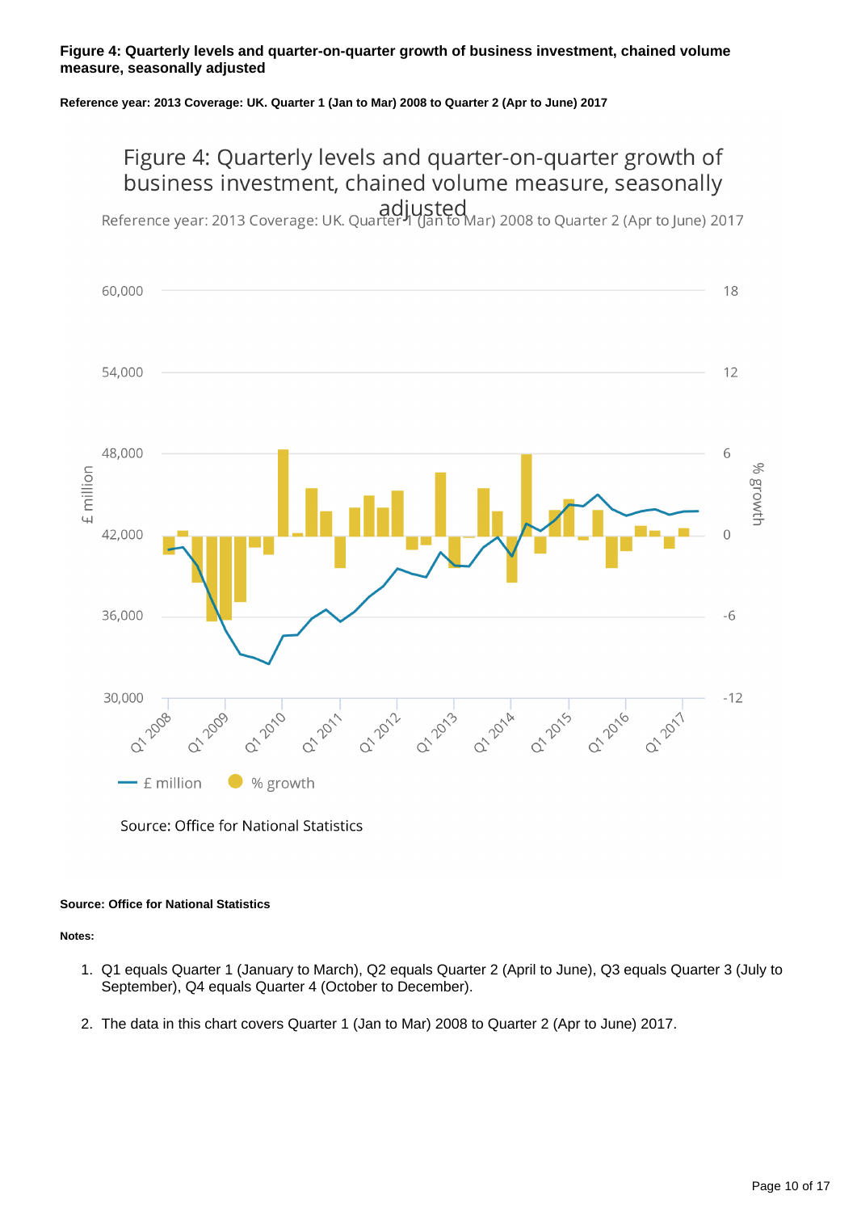**Figure 4: Quarterly levels and quarter-on-quarter growth of business investment, chained volume measure, seasonally adjusted**

**Reference year: 2013 Coverage: UK. Quarter 1 (Jan to Mar) 2008 to Quarter 2 (Apr to June) 2017**

Figure 4: Quarterly levels and quarter-on-quarter growth of business investment, chained volume measure, seasonally adjusted

Reference year: 2013 Coverage: UK. Quarter 1 (Jan to Mar) 2008 to Quarter 2 (Apr to June) 2017

Source: Office for National Statistics

**Source: Office for National Statistics**

**Notes:**

1. Q1 equals Quarter 1 (January to March), Q2 equals Quarter 2 (April to June), Q3 equals Quarter 3 (July to September), Q4 equals Quarter 4 (October to December).

2. The data in this chart covers Quarter 1 (Jan to Mar) 2008 to Quarter 2 (Apr to June) 2017.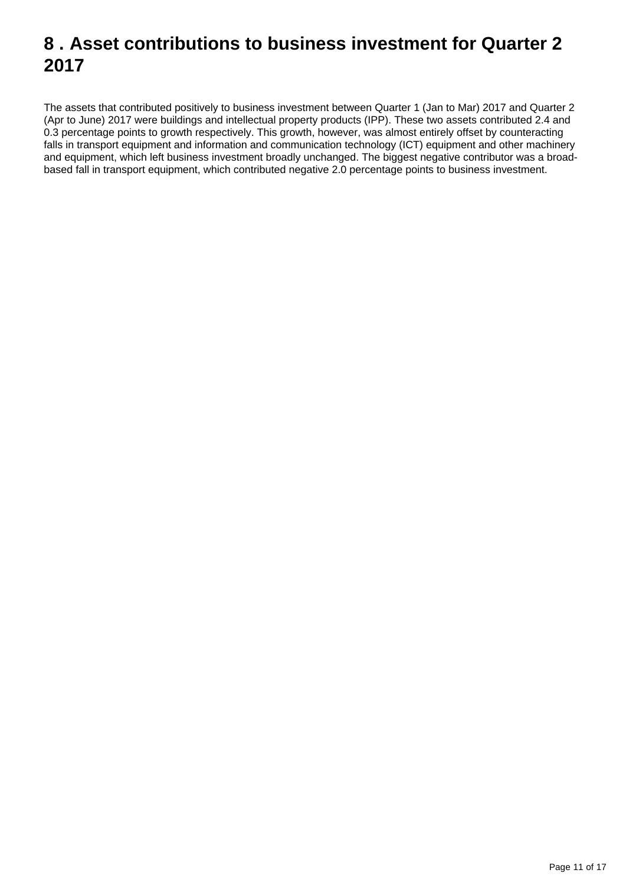# 8 . Asset contributions to business investment for Quarter 2 2017

The assets that contributed positively to business investment between Quarter 1 (Jan to Mar) 2017 and Quarter 2 (Apr to June) 2017 were buildings and intellectual property products (IPP). These two assets contributed 2.4 and 0.3 percentage points to growth respectively. This growth, however, was almost entirely offset by counteracting falls in transport equipment and information and communication technology (ICT) equipment and other machinery and equipment, which left business investment broadly unchanged. The biggest negative contributor was a broad-based fall in transport equipment, which contributed negative 2.0 percentage points to business investment.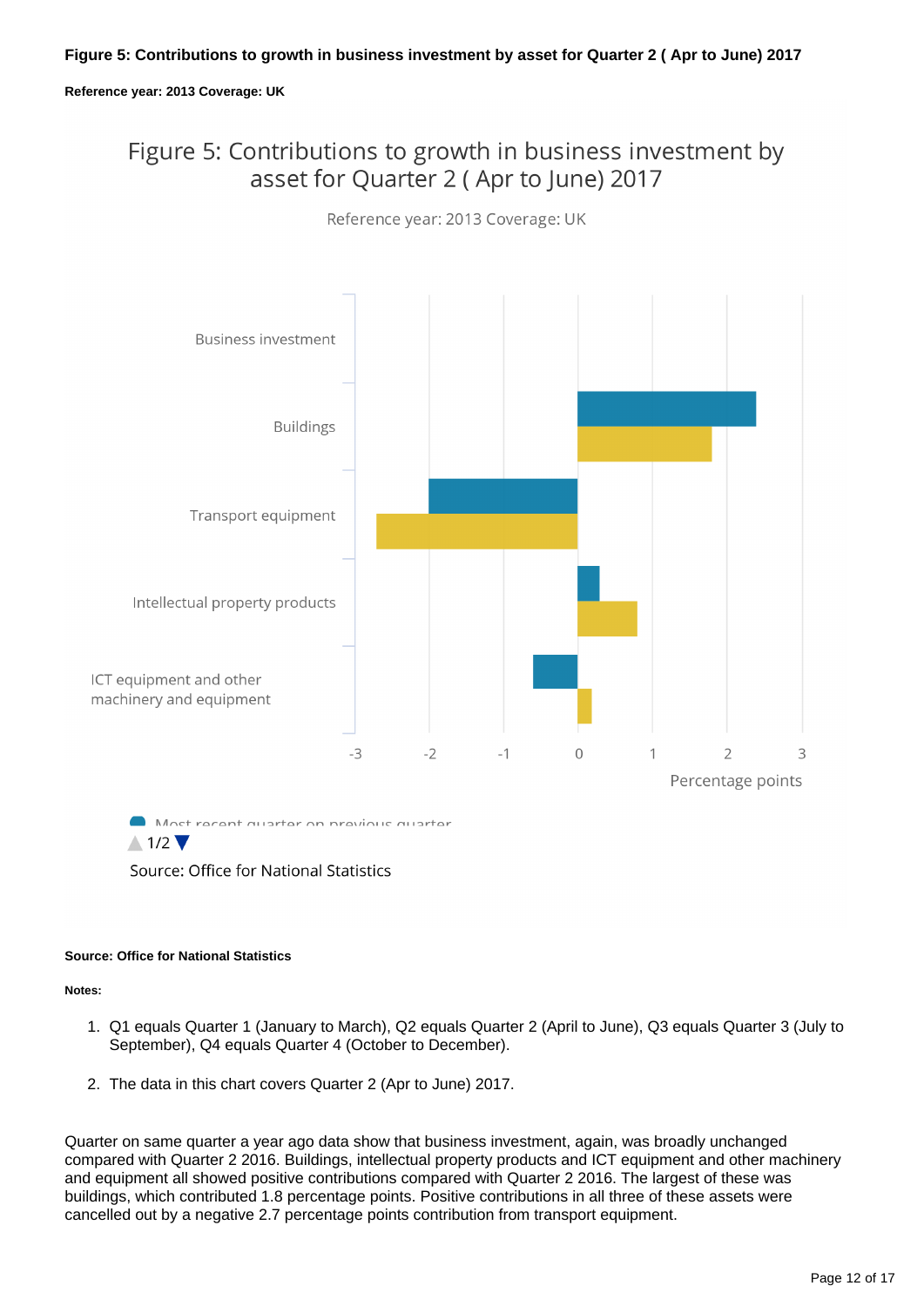### Figure 5: Contributions to growth in business investment by asset for Quarter 2 ( Apr to June) 2017

**Reference year: 2013 Coverage: UK**

Figure 5: Contributions to growth in business investment by asset for Quarter 2 ( Apr to June) 2017

Reference year: 2013 Coverage: UK

Business investment

Buildings

Transport equipment

Intellectual property products

ICT equipment and other machinery and equipment

-3 -2 -1 0 1 2 3

Percentage points

Most recent quarter on previous quarter

1/2

Source: Office for National Statistics

**Source: Office for National Statistics**

**Notes:**

1. Q1 equals Quarter 1 (January to March), Q2 equals Quarter 2 (April to June), Q3 equals Quarter 3 (July to September), Q4 equals Quarter 4 (October to December).

2. The data in this chart covers Quarter 2 (Apr to June) 2017.

Quarter on same quarter a year ago data show that business investment, again, was broadly unchanged compared with Quarter 2 2016. Buildings, intellectual property products and ICT equipment and other machinery and equipment all showed positive contributions compared with Quarter 2 2016. The largest of these was buildings, which contributed 1.8 percentage points. Positive contributions in all three of these assets were cancelled out by a negative 2.7 percentage points contribution from transport equipment.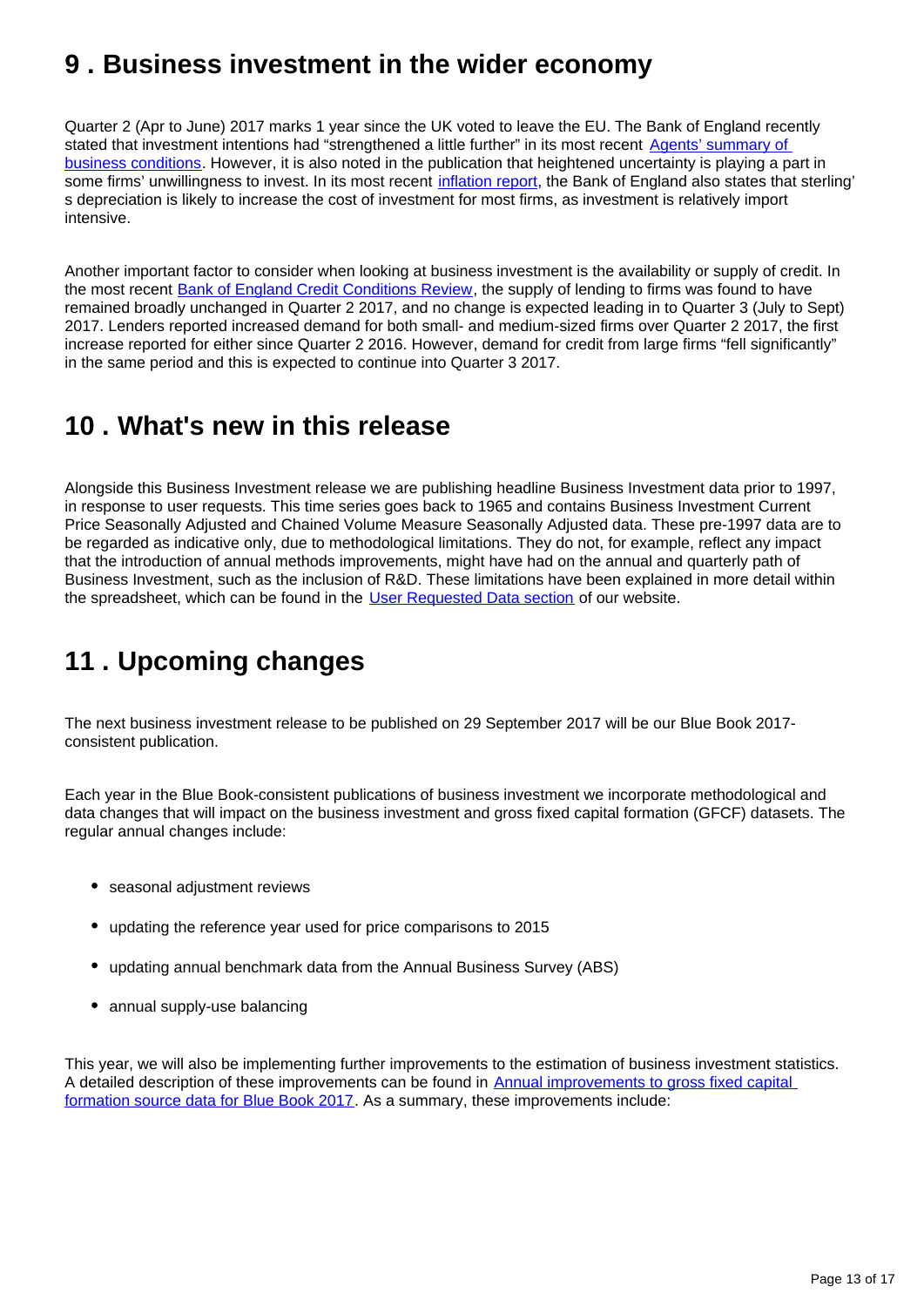## 9 . Business investment in the wider economy

Quarter 2 (Apr to June) 2017 marks 1 year since the UK voted to leave the EU. The Bank of England recently stated that investment intentions had "strengthened a little further" in its most recent [Agents' summary of business conditions](). However, it is also noted in the publication that heightened uncertainty is playing a part in some firms' unwillingness to invest. In its most recent [inflation report](), the Bank of England also states that sterling's depreciation is likely to increase the cost of investment for most firms, as investment is relatively import intensive.

Another important factor to consider when looking at business investment is the availability or supply of credit. In the most recent [Bank of England Credit Conditions Review](), the supply of lending to firms was found to have remained broadly unchanged in Quarter 2 2017, and no change is expected leading in to Quarter 3 (July to Sept) 2017. Lenders reported increased demand for both small- and medium-sized firms over Quarter 2 2017, the first increase reported for either since Quarter 2 2016. However, demand for credit from large firms "fell significantly" in the same period and this is expected to continue into Quarter 3 2017.

## 10 . What's new in this release

Alongside this Business Investment release we are publishing headline Business Investment data prior to 1997, in response to user requests. This time series goes back to 1965 and contains Business Investment Current Price Seasonally Adjusted and Chained Volume Measure Seasonally Adjusted data. These pre-1997 data are to be regarded as indicative only, due to methodological limitations. They do not, for example, reflect any impact that the introduction of annual methods improvements, might have had on the annual and quarterly path of Business Investment, such as the inclusion of R&D. These limitations have been explained in more detail within the spreadsheet, which can be found in the [User Requested Data section]() of our website.

## 11 . Upcoming changes

The next business investment release to be published on 29 September 2017 will be our Blue Book 2017-consistent publication.

Each year in the Blue Book-consistent publications of business investment we incorporate methodological and data changes that will impact on the business investment and gross fixed capital formation (GFCF) datasets. The regular annual changes include:

- seasonal adjustment reviews
- updating the reference year used for price comparisons to 2015
- updating annual benchmark data from the Annual Business Survey (ABS)
- annual supply-use balancing

This year, we will also be implementing further improvements to the estimation of business investment statistics. A detailed description of these improvements can be found in [Annual improvements to gross fixed capital formation source data for Blue Book 2017](). As a summary, these improvements include: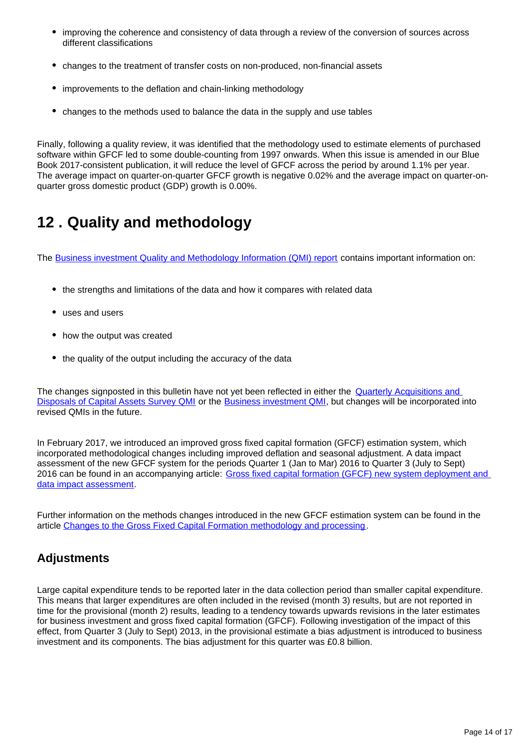- improving the coherence and consistency of data through a review of the conversion of sources across different classifications
- changes to the treatment of transfer costs on non-produced, non-financial assets
- improvements to the deflation and chain-linking methodology
- changes to the methods used to balance the data in the supply and use tables

Finally, following a quality review, it was identified that the methodology used to estimate elements of purchased software within GFCF led to some double-counting from 1997 onwards. When this issue is amended in our Blue Book 2017-consistent publication, it will reduce the level of GFCF across the period by around 1.1% per year. The average impact on quarter-on-quarter GFCF growth is negative 0.02% and the average impact on quarter-on-quarter gross domestic product (GDP) growth is 0.00%.

# 12 . Quality and methodology

The [Business investment Quality and Methodology Information (QMI) report]() contains important information on:

- the strengths and limitations of the data and how it compares with related data
- uses and users
- how the output was created
- the quality of the output including the accuracy of the data

The changes signposted in this bulletin have not yet been reflected in either the [Quarterly Acquisitions and Disposals of Capital Assets Survey QMI]() or the [Business investment QMI](), but changes will be incorporated into revised QMIs in the future.

In February 2017, we introduced an improved gross fixed capital formation (GFCF) estimation system, which incorporated methodological changes including improved deflation and seasonal adjustment. A data impact assessment of the new GFCF system for the periods Quarter 1 (Jan to Mar) 2016 to Quarter 3 (July to Sept) 2016 can be found in an accompanying article: [Gross fixed capital formation (GFCF) new system deployment and data impact assessment]().

Further information on the methods changes introduced in the new GFCF estimation system can be found in the article [Changes to the Gross Fixed Capital Formation methodology and processing]().

## Adjustments

Large capital expenditure tends to be reported later in the data collection period than smaller capital expenditure. This means that larger expenditures are often included in the revised (month 3) results, but are not reported in time for the provisional (month 2) results, leading to a tendency towards upwards revisions in the later estimates for business investment and gross fixed capital formation (GFCF). Following investigation of the impact of this effect, from Quarter 3 (July to Sept) 2013, in the provisional estimate a bias adjustment is introduced to business investment and its components. The bias adjustment for this quarter was £0.8 billion.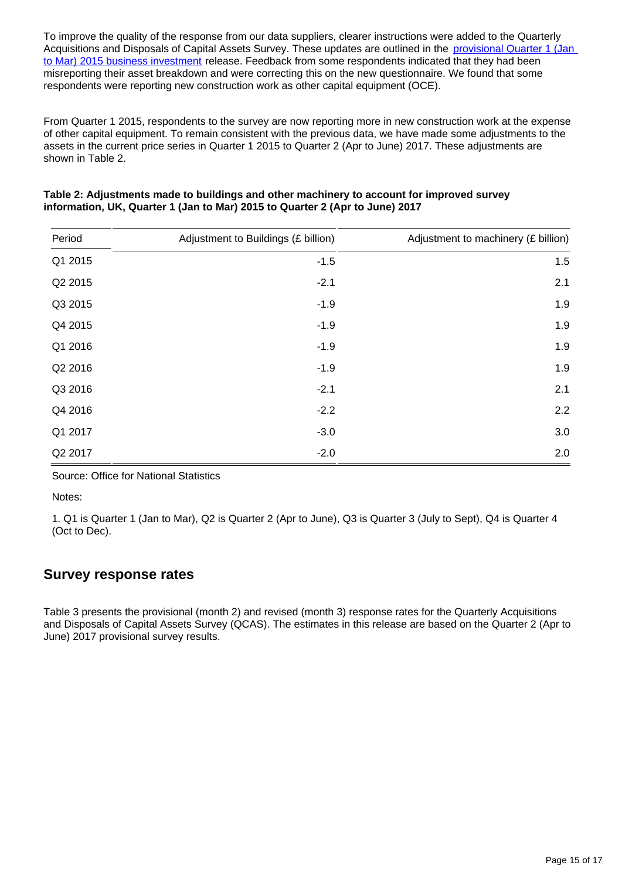To improve the quality of the response from our data suppliers, clearer instructions were added to the Quarterly Acquisitions and Disposals of Capital Assets Survey. These updates are outlined in the [provisional Quarter 1 (Jan to Mar) 2015 business investment] release. Feedback from some respondents indicated that they had been misreporting their asset breakdown and were correcting this on the new questionnaire. We found that some respondents were reporting new construction work as other capital equipment (OCE).

From Quarter 1 2015, respondents to the survey are now reporting more in new construction work at the expense of other capital equipment. To remain consistent with the previous data, we have made some adjustments to the assets in the current price series in Quarter 1 2015 to Quarter 2 (Apr to June) 2017. These adjustments are shown in Table 2.

**Table 2: Adjustments made to buildings and other machinery to account for improved survey information, UK, Quarter 1 (Jan to Mar) 2015 to Quarter 2 (Apr to June) 2017**

| Period | Adjustment to Buildings (£ billion) | Adjustment to machinery (£ billion) |
|---|---:|---:|
| Q1 2015 | -1.5 | 1.5 |
| Q2 2015 | -2.1 | 2.1 |
| Q3 2015 | -1.9 | 1.9 |
| Q4 2015 | -1.9 | 1.9 |
| Q1 2016 | -1.9 | 1.9 |
| Q2 2016 | -1.9 | 1.9 |
| Q3 2016 | -2.1 | 2.1 |
| Q4 2016 | -2.2 | 2.2 |
| Q1 2017 | -3.0 | 3.0 |
| Q2 2017 | -2.0 | 2.0 |

Source: Office for National Statistics

Notes:

1. Q1 is Quarter 1 (Jan to Mar), Q2 is Quarter 2 (Apr to June), Q3 is Quarter 3 (July to Sept), Q4 is Quarter 4 (Oct to Dec).

## Survey response rates

Table 3 presents the provisional (month 2) and revised (month 3) response rates for the Quarterly Acquisitions and Disposals of Capital Assets Survey (QCAS). The estimates in this release are based on the Quarter 2 (Apr to June) 2017 provisional survey results.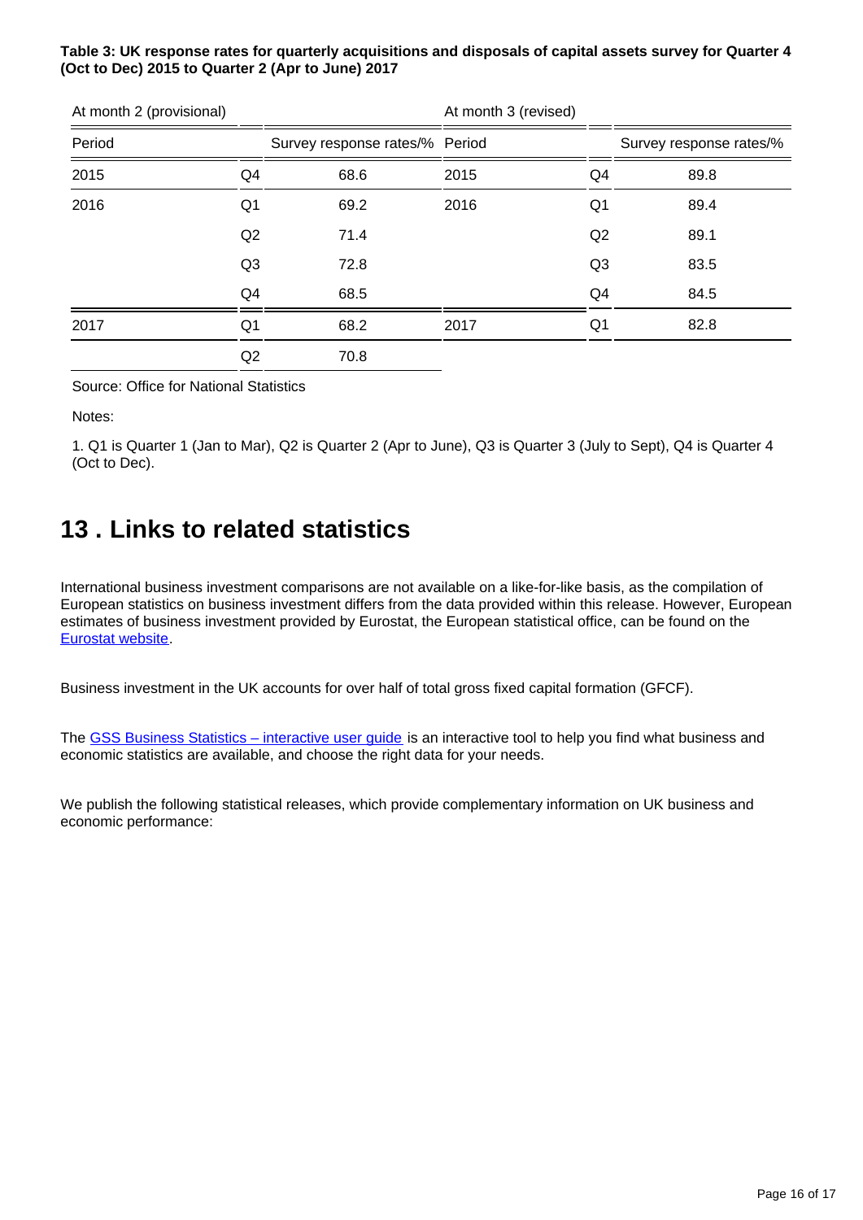**Table 3: UK response rates for quarterly acquisitions and disposals of capital assets survey for Quarter 4 (Oct to Dec) 2015 to Quarter 2 (Apr to June) 2017**

| At month 2 (provisional) | | | At month 3 (revised) | | |
|---|---|---|---|---|---|
| Period | | Survey response rates/% | Period | | Survey response rates/% |
| 2015 | Q4 | 68.6 | 2015 | Q4 | 89.8 |
| 2016 | Q1 | 69.2 | 2016 | Q1 | 89.4 |
| | Q2 | 71.4 | | Q2 | 89.1 |
| | Q3 | 72.8 | | Q3 | 83.5 |
| | Q4 | 68.5 | | Q4 | 84.5 |
| 2017 | Q1 | 68.2 | 2017 | Q1 | 82.8 |
| | Q2 | 70.8 | | | |

Source: Office for National Statistics

Notes:

1. Q1 is Quarter 1 (Jan to Mar), Q2 is Quarter 2 (Apr to June), Q3 is Quarter 3 (July to Sept), Q4 is Quarter 4 (Oct to Dec).

## 13 . Links to related statistics

International business investment comparisons are not available on a like-for-like basis, as the compilation of European statistics on business investment differs from the data provided within this release. However, European estimates of business investment provided by Eurostat, the European statistical office, can be found on the Eurostat website.

Business investment in the UK accounts for over half of total gross fixed capital formation (GFCF).

The GSS Business Statistics – interactive user guide is an interactive tool to help you find what business and economic statistics are available, and choose the right data for your needs.

We publish the following statistical releases, which provide complementary information on UK business and economic performance: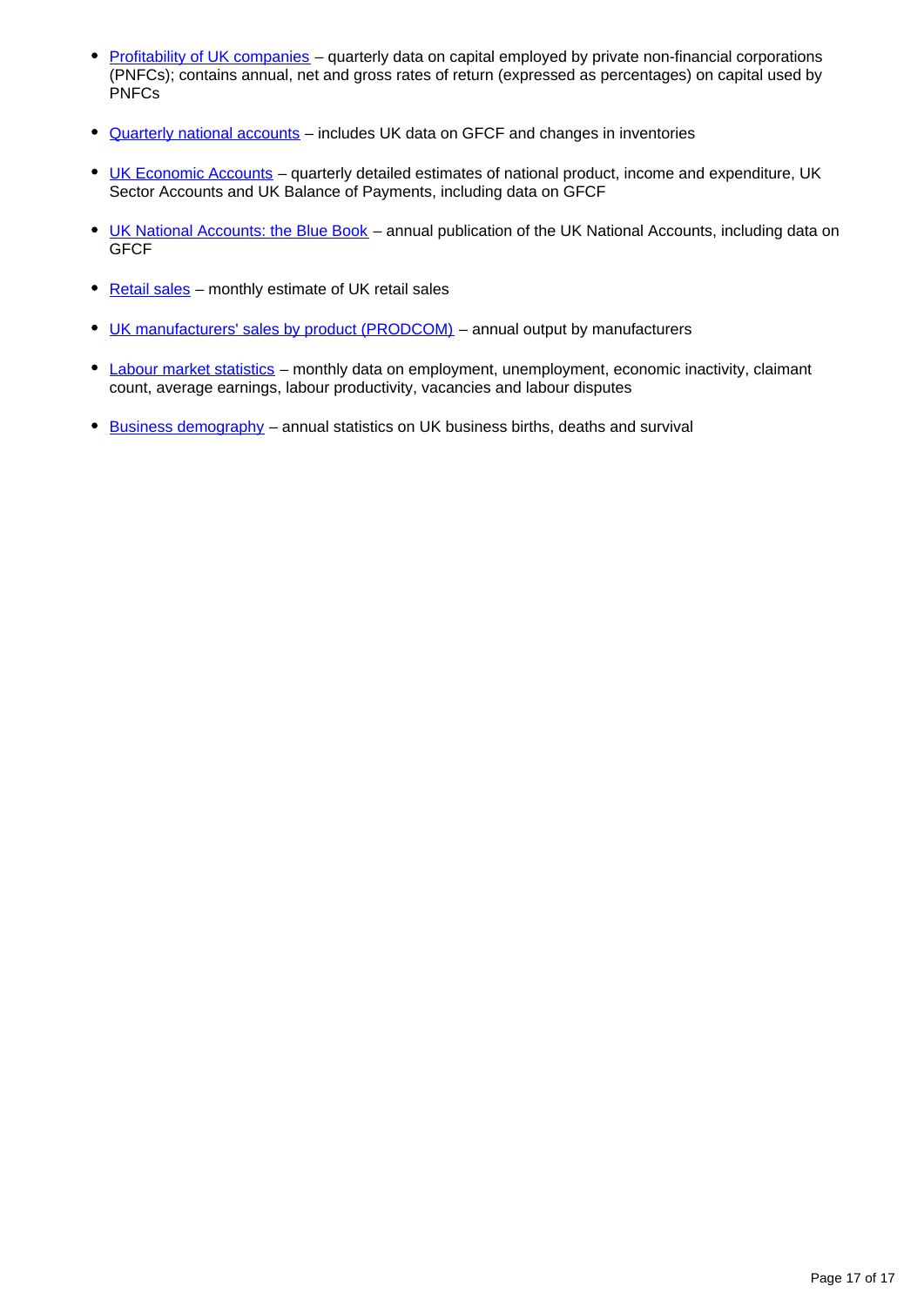- [Profitability of UK companies]() – quarterly data on capital employed by private non-financial corporations (PNFCs); contains annual, net and gross rates of return (expressed as percentages) on capital used by PNFCs
- [Quarterly national accounts]() – includes UK data on GFCF and changes in inventories
- [UK Economic Accounts]() – quarterly detailed estimates of national product, income and expenditure, UK Sector Accounts and UK Balance of Payments, including data on GFCF
- [UK National Accounts: the Blue Book]() – annual publication of the UK National Accounts, including data on GFCF
- [Retail sales]() – monthly estimate of UK retail sales
- [UK manufacturers' sales by product (PRODCOM)]() – annual output by manufacturers
- [Labour market statistics]() – monthly data on employment, unemployment, economic inactivity, claimant count, average earnings, labour productivity, vacancies and labour disputes
- [Business demography]() – annual statistics on UK business births, deaths and survival